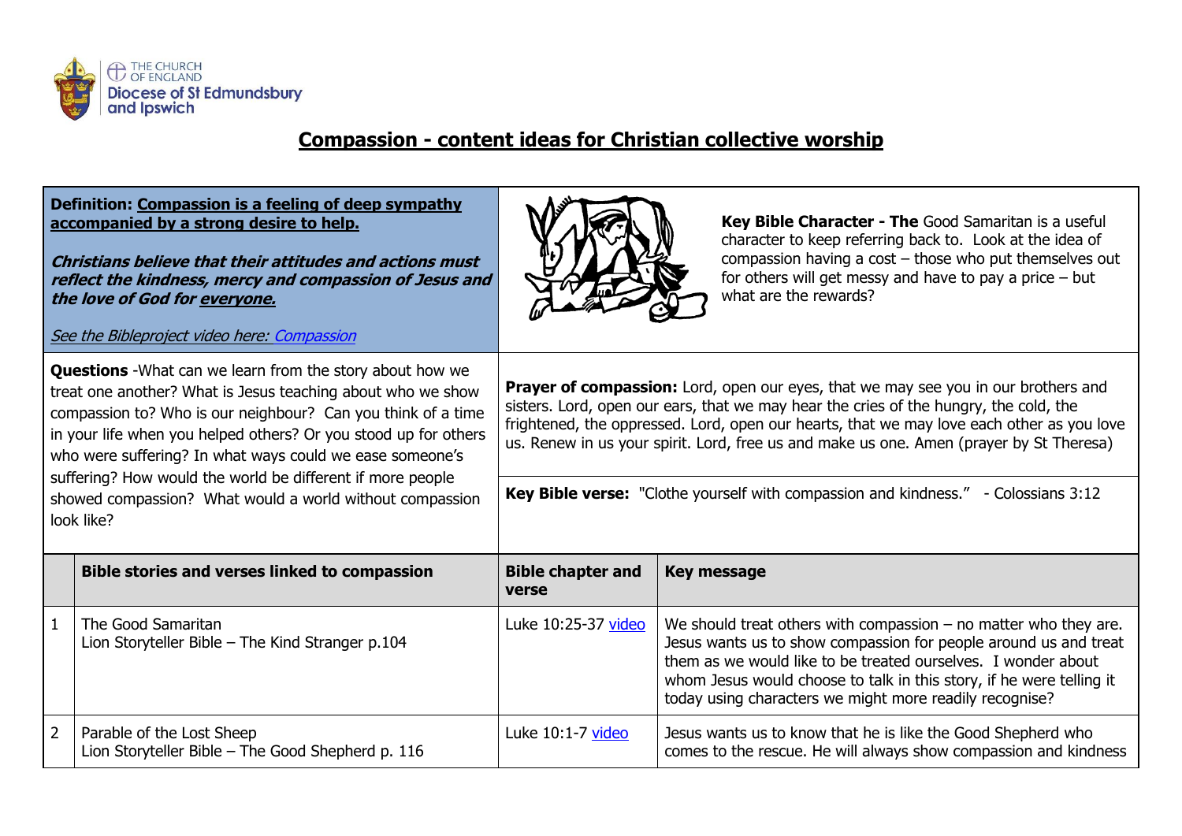# Compassion - content ideas for Christian collective worship

**Definition: Compassion is a feeling of deep sympathy accompanied by a strong desire to help.**

***Christians believe that their attitudes and actions must reflect the kindness, mercy and compassion of Jesus and the love of God for everyone.***

*See the Bibleproject video here: Compassion*

**Key Bible Character - The** Good Samaritan is a useful character to keep referring back to. Look at the idea of compassion having a cost – those who put themselves out for others will get messy and have to pay a price – but what are the rewards?

**Questions** -What can we learn from the story about how we treat one another? What is Jesus teaching about who we show compassion to? Who is our neighbour? Can you think of a time in your life when you helped others? Or you stood up for others who were suffering? In what ways could we ease someone's suffering? How would the world be different if more people showed compassion? What would a world without compassion look like?

**Prayer of compassion:** Lord, open our eyes, that we may see you in our brothers and sisters. Lord, open our ears, that we may hear the cries of the hungry, the cold, the frightened, the oppressed. Lord, open our hearts, that we may love each other as you love us. Renew in us your spirit. Lord, free us and make us one. Amen (prayer by St Theresa)

**Key Bible verse:** "Clothe yourself with compassion and kindness." - Colossians 3:12

| | Bible stories and verses linked to compassion | Bible chapter and verse | Key message |
|---|---|---|---|
| 1 | The Good Samaritan<br>Lion Storyteller Bible – The Kind Stranger p.104 | Luke 10:25-37 video | We should treat others with compassion – no matter who they are. Jesus wants us to show compassion for people around us and treat them as we would like to be treated ourselves. I wonder about whom Jesus would choose to talk in this story, if he were telling it today using characters we might more readily recognise? |
| 2 | Parable of the Lost Sheep<br>Lion Storyteller Bible – The Good Shepherd p. 116 | Luke 10:1-7 video | Jesus wants us to know that he is like the Good Shepherd who comes to the rescue. He will always show compassion and kindness |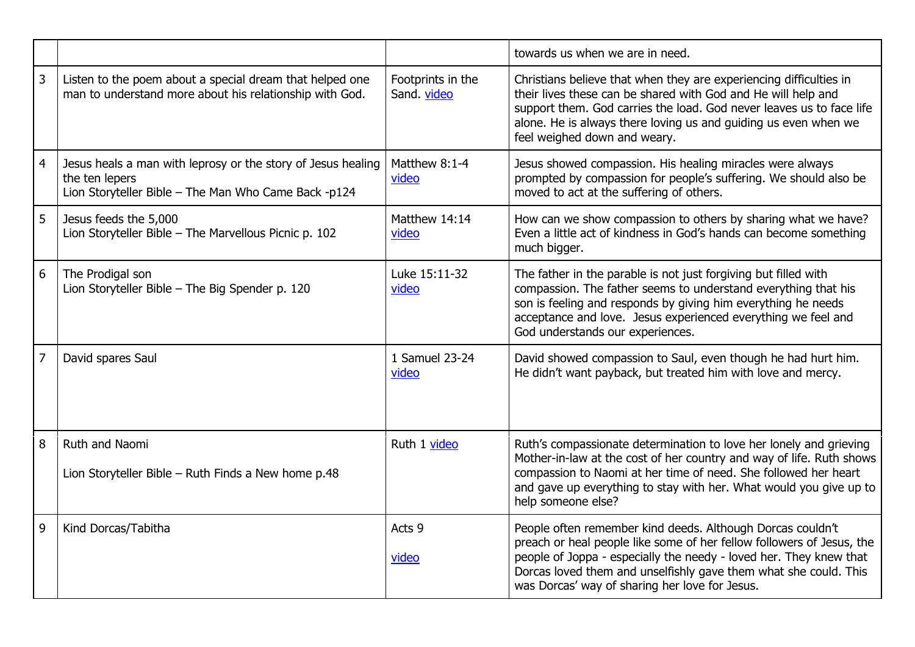| | | | |
|---|---|---|---|
| | | | towards us when we are in need. |
| 3 | Listen to the poem about a special dream that helped one man to understand more about his relationship with God. | Footprints in the Sand. video | Christians believe that when they are experiencing difficulties in their lives these can be shared with God and He will help and support them. God carries the load. God never leaves us to face life alone. He is always there loving us and guiding us even when we feel weighed down and weary. |
| 4 | Jesus heals a man with leprosy or the story of Jesus healing the ten lepers<br>Lion Storyteller Bible – The Man Who Came Back -p124 | Matthew 8:1-4<br>video | Jesus showed compassion. His healing miracles were always prompted by compassion for people's suffering. We should also be moved to act at the suffering of others. |
| 5 | Jesus feeds the 5,000<br>Lion Storyteller Bible – The Marvellous Picnic p. 102 | Matthew 14:14<br>video | How can we show compassion to others by sharing what we have? Even a little act of kindness in God's hands can become something much bigger. |
| 6 | The Prodigal son<br>Lion Storyteller Bible – The Big Spender p. 120 | Luke 15:11-32<br>video | The father in the parable is not just forgiving but filled with compassion. The father seems to understand everything that his son is feeling and responds by giving him everything he needs acceptance and love. Jesus experienced everything we feel and God understands our experiences. |
| 7 | David spares Saul | 1 Samuel 23-24<br>video | David showed compassion to Saul, even though he had hurt him. He didn't want payback, but treated him with love and mercy. |
| 8 | Ruth and Naomi<br><br>Lion Storyteller Bible – Ruth Finds a New home p.48 | Ruth 1 video | Ruth's compassionate determination to love her lonely and grieving Mother-in-law at the cost of her country and way of life. Ruth shows compassion to Naomi at her time of need. She followed her heart and gave up everything to stay with her. What would you give up to help someone else? |
| 9 | Kind Dorcas/Tabitha | Acts 9<br><br>video | People often remember kind deeds. Although Dorcas couldn't preach or heal people like some of her fellow followers of Jesus, the people of Joppa - especially the needy - loved her. They knew that Dorcas loved them and unselfishly gave them what she could. This was Dorcas' way of sharing her love for Jesus. |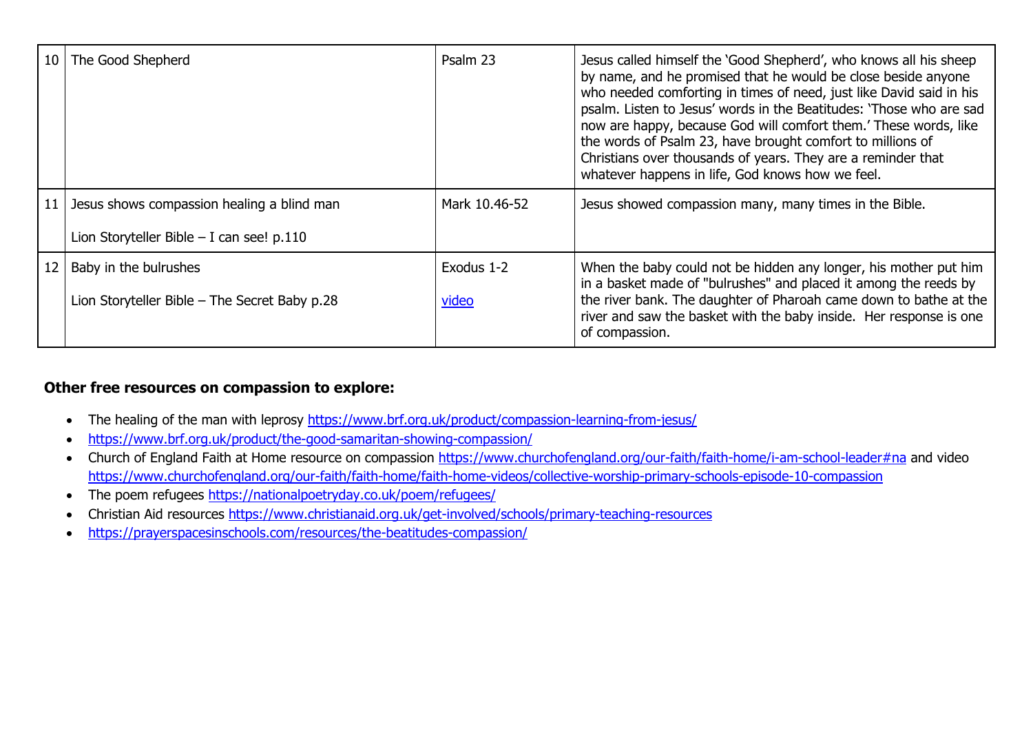| | | | |
|---|---|---|---|
| 10 | The Good Shepherd | Psalm 23 | Jesus called himself the 'Good Shepherd', who knows all his sheep by name, and he promised that he would be close beside anyone who needed comforting in times of need, just like David said in his psalm. Listen to Jesus' words in the Beatitudes: 'Those who are sad now are happy, because God will comfort them.' These words, like the words of Psalm 23, have brought comfort to millions of Christians over thousands of years. They are a reminder that whatever happens in life, God knows how we feel. |
| 11 | Jesus shows compassion healing a blind man<br><br>Lion Storyteller Bible – I can see! p.110 | Mark 10.46-52 | Jesus showed compassion many, many times in the Bible. |
| 12 | Baby in the bulrushes<br><br>Lion Storyteller Bible – The Secret Baby p.28 | Exodus 1-2<br><br>video | When the baby could not be hidden any longer, his mother put him in a basket made of "bulrushes" and placed it among the reeds by the river bank. The daughter of Pharoah came down to bathe at the river and saw the basket with the baby inside. Her response is one of compassion. |

**Other free resources on compassion to explore:**

- The healing of the man with leprosy https://www.brf.org.uk/product/compassion-learning-from-jesus/
- https://www.brf.org.uk/product/the-good-samaritan-showing-compassion/
- Church of England Faith at Home resource on compassion https://www.churchofengland.org/our-faith/faith-home/i-am-school-leader#na and video https://www.churchofengland.org/our-faith/faith-home/faith-home-videos/collective-worship-primary-schools-episode-10-compassion
- The poem refugees https://nationalpoetryday.co.uk/poem/refugees/
- Christian Aid resources https://www.christianaid.org.uk/get-involved/schools/primary-teaching-resources
- https://prayerspacesinschools.com/resources/the-beatitudes-compassion/